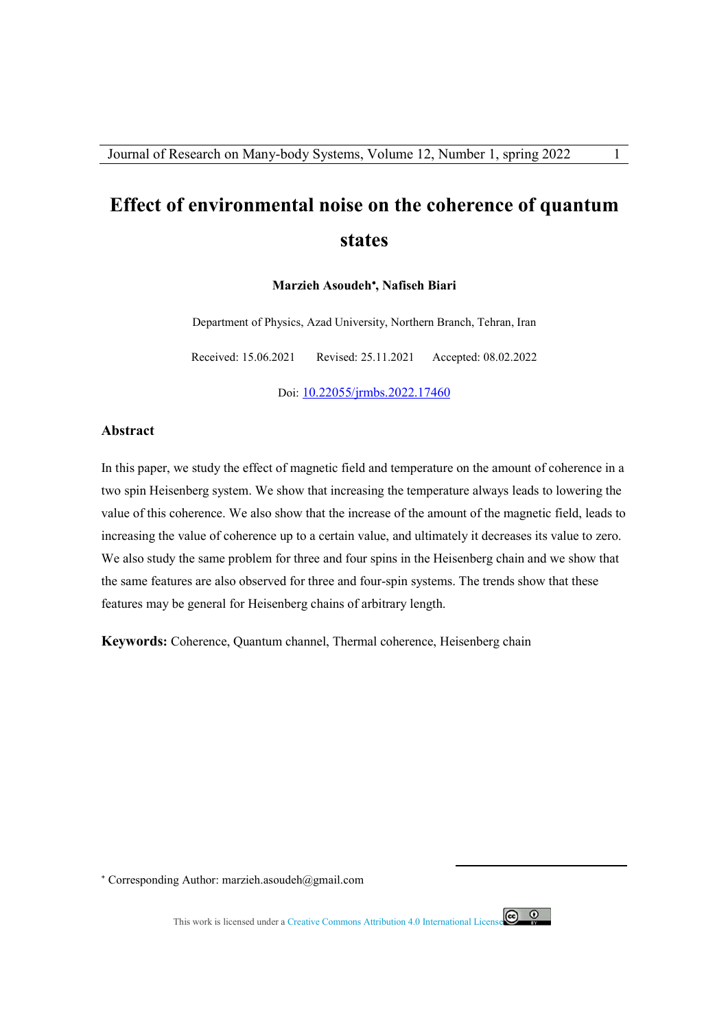# Effect of environmental noise on the coherence of quantum states

**Marzieh Asoudeh*, Nafiseh Biari**

Department of Physics, Azad University, Northern Branch, Tehran, Iran

Received: 15.06.2021 Revised: 25.11.2021 Accepted: 08.02.2022

Doi: 10.22055/jrmbs.2022.17460

## Abstract

In this paper, we study the effect of magnetic field and temperature on the amount of coherence in a two spin Heisenberg system. We show that increasing the temperature always leads to lowering the value of this coherence. We also show that the increase of the amount of the magnetic field, leads to increasing the value of coherence up to a certain value, and ultimately it decreases its value to zero. We also study the same problem for three and four spins in the Heisenberg chain and we show that the same features are also observed for three and four-spin systems. The trends show that these features may be general for Heisenberg chains of arbitrary length.

**Keywords:** Coherence, Quantum channel, Thermal coherence, Heisenberg chain

---

* Corresponding Author: marzieh.asoudeh@gmail.com

This work is licensed under a Creative Commons Attribution 4.0 International License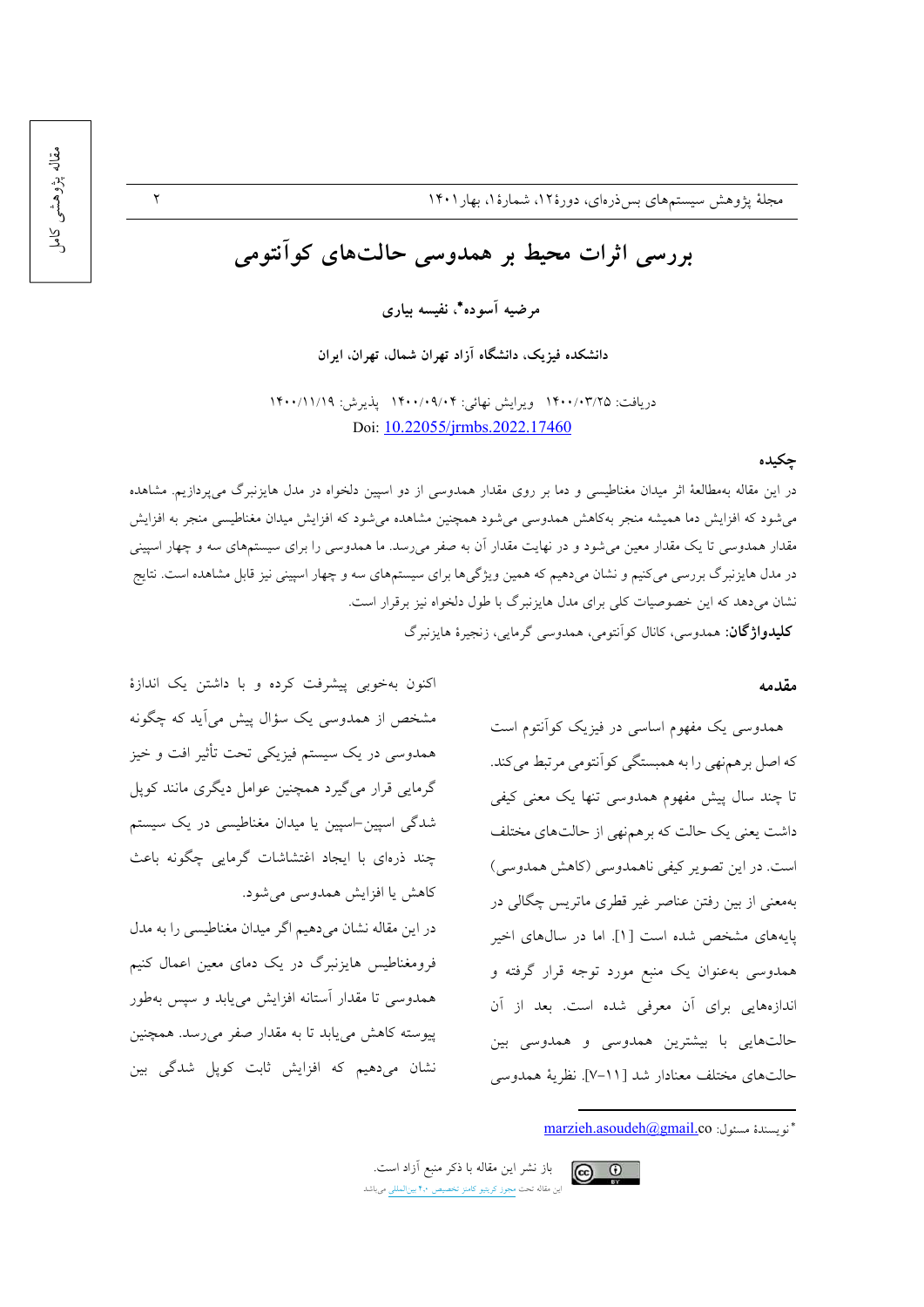# بررسی اثرات محیط بر همدوسی حالت‌های کوآنتومی

**مرضیه آسوده\*، نفیسه بیاری**

**دانشکده فیزیک، دانشگاه آزاد تهران شمال، تهران، ایران**

دریافت: ۱۴۰۰/۰۳/۲۵ ویرایش نهائی: ۱۴۰۰/۰۹/۰۴ پذیرش: ۱۴۰۰/۱۱/۱۹

Doi: 10.22055/jrmbs.2022.17460

## چکیده

در این مقاله به‌مطالعهٔ اثر میدان مغناطیسی و دما بر روی مقدار همدوسی از دو اسپین دلخواه در مدل هایزنبرگ می‌پردازیم. مشاهده می‌شود که افزایش دما همیشه منجر به‌کاهش همدوسی می‌شود همچنین مشاهده می‌شود که افزایش میدان مغناطیسی منجر به افزایش مقدار همدوسی تا یک مقدار معین می‌شود و در نهایت مقدار آن به صفر می‌رسد. ما همدوسی را برای سیستم‌های سه و چهار اسپینی در مدل هایزنبرگ بررسی می‌کنیم و نشان می‌دهیم که همین ویژگی‌ها برای سیستم‌های سه و چهار اسپینی نیز قابل مشاهده است. نتایج نشان می‌دهد که این خصوصیات کلی برای مدل هایزنبرگ با طول دلخواه نیز برقرار است.

**کلیدواژگان:** همدوسی، کانال کوآنتومی، همدوسی گرمایی، زنجیرهٔ هایزنبرگ

## مقدمه

همدوسی یک مفهوم اساسی در فیزیک کوآنتوم است که اصل برهم‌نهی را به همبستگی کوآنتومی مرتبط می‌کند. تا چند سال پیش مفهوم همدوسی تنها یک معنی کیفی داشت یعنی یک حالت که برهم‌نهی از حالت‌های مختلف است. در این تصویر کیفی ناهمدوسی (کاهش همدوسی) به‌معنی از بین رفتن عناصر غیر قطری ماتریس چگالی در پایه‌های مشخص شده است [۱]. اما در سال‌های اخیر همدوسی به‌عنوان یک منبع مورد توجه قرار گرفته و اندازه‌هایی برای آن معرفی شده است. بعد از آن حالت‌هایی با بیشترین همدوسی و همدوسی بین حالت‌های مختلف معنادار شد [۱۱-۷]. نظریهٔ همدوسی اکنون به‌خوبی پیشرفت کرده و با داشتن یک اندازهٔ مشخص از همدوسی یک سؤال پیش می‌آید که چگونه همدوسی در یک سیستم فیزیکی تحت تأثیر افت و خیز گرمایی قرار می‌گیرد همچنین عوامل دیگری مانند کوپل شدگی اسپین–اسپین یا میدان مغناطیسی در یک سیستم چند ذره‌ای با ایجاد اغتشاشات گرمایی چگونه باعث کاهش یا افزایش همدوسی می‌شود.

در این مقاله نشان می‌دهیم اگر میدان مغناطیسی را به مدل فرومغناطیس هایزنبرگ در یک دمای معین اعمال کنیم همدوسی تا مقدار آستانه افزایش می‌یابد و سپس به‌طور پیوسته کاهش می‌یابد تا به مقدار صفر می‌رسد. همچنین نشان می‌دهیم که افزایش ثابت کوپل شدگی بین

\*نویسندهٔ مسئول: marzieh.asoudeh@gmail.co

باز نشر این مقاله با ذکر منبع آزاد است.

این مقاله تحت مجوز کرییتو کامنز تخصیص ۴.۰ بین‌المللی می‌باشد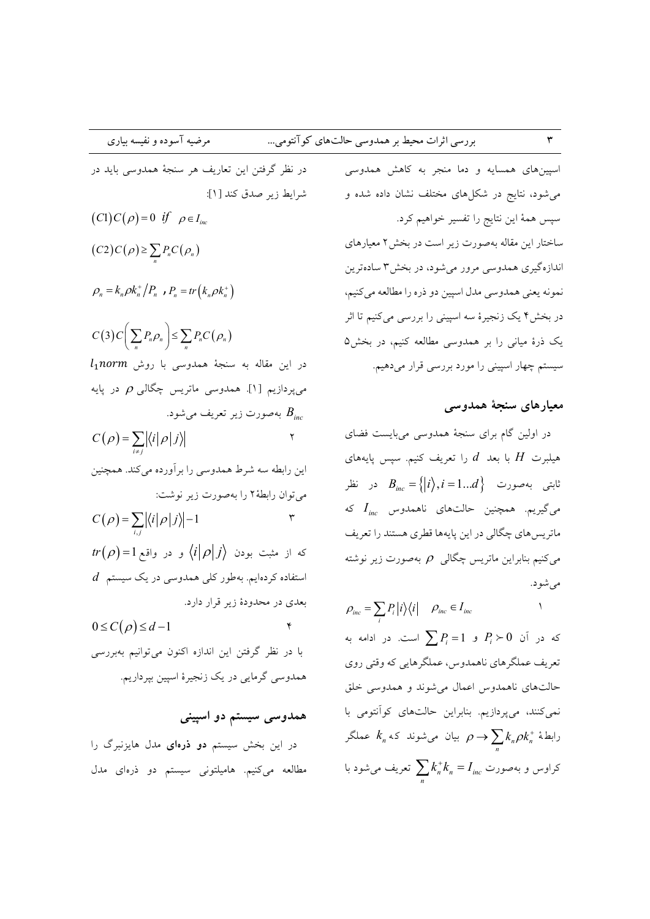اسپین‌های همسایه و دما منجر به کاهش همدوسی می‌شود، نتایج در شکل‌های مختلف نشان داده شده و سپس همهٔ این نتایج را تفسیر خواهیم کرد.

ساختار این مقاله به‌صورت زیر است در بخش۲ معیارهای اندازه‌گیری همدوسی مرور می‌شود، در بخش۳ ساده‌ترین نمونه یعنی همدوسی مدل اسپین دو ذره را مطالعه می‌کنیم، در بخش۴ یک زنجیرهٔ سه اسپینی را بررسی می‌کنیم تا اثر یک ذرهٔ میانی را بر همدوسی مطالعه کنیم، در بخش۵ سیستم چهار اسپینی را مورد بررسی قرار می‌دهیم.

## معیارهای سنجهٔ همدوسی

در اولین گام برای سنجهٔ همدوسی می‌بایست فضای هیلبرت $H$ با بعد $d$ را تعریف کنیم. سپس پایه‌های ثابتی به‌صورت $B_{inc}=\{|i\rangle, i=1...d\}$ در نظر می‌گیریم. همچنین حالت‌های ناهمدوس $I_{inc}$ که ماتریس‌های چگالی در این پایه‌ها قطری هستند را تعریف می‌کنیم بنابراین ماتریس چگالی $\rho$ به‌صورت زیر نوشته می‌شود.

$$\rho_{inc}=\sum_i P_i|i\rangle\langle i| \quad \rho_{inc}\in I_{inc} \qquad 1$$

که در آن $P_i \succ 0$ و $\sum P_i=1$ است. در ادامه به تعریف عملگرهای ناهمدوس، عملگرهایی که وقتی روی حالت‌های ناهمدوس اعمال می‌شوند و همدوسی خلق نمی‌کنند، می‌پردازیم. بنابراین حالت‌های کوآنتومی با رابطهٔ $\rho\rightarrow\sum_n k_n\rho k_n^+$ بیان می‌شوند که $k_n$ عملگر کراوس و به‌صورت $\sum_n k_n^+ k_n = I_{inc}$ تعریف می‌شود با در نظر گرفتن این تعاریف هر سنجهٔ همدوسی باید در شرایط زیر صدق کند [۱]:

$$(C1)\, C(\rho)=0 \;\; if \;\; \rho\in I_{inc}$$

$$(C2)\, C(\rho)\geq\sum_n P_n C(\rho_n)$$

$$\rho_n=k_n\rho k_n^+/P_n \;\;, P_n=tr\left(k_n\rho k_n^+\right)$$

$$C(3)\, C\left(\sum_n P_n\rho_n\right)\leq\sum_n P_n C(\rho_n)$$

در این مقاله به سنجهٔ همدوسی با روش $l_1 norm$ می‌پردازیم [۱]. همدوسی ماتریس چگالی $\rho$ در پایه $B_{inc}$ به‌صورت زیر تعریف می‌شود.

$$C(\rho)=\sum_{i\neq j}\left|\langle i|\rho|j\rangle\right| \qquad 2$$

این رابطه سه شرط همدوسی را برآورده می‌کند. همچنین می‌توان رابطهٔ۲ را به‌صورت زیر نوشت:

$$C(\rho)=\sum_{i,j}\left|\langle i|\rho|j\rangle\right|-1 \qquad 3$$

که از مثبت بودن $\langle i|\rho|j\rangle$ و در واقع $tr(\rho)=1$ استفاده کرده‌ایم. به‌طور کلی همدوسی در یک سیستم $d$ بعدی در محدودهٔ زیر قرار دارد.

$$0\leq C(\rho)\leq d-1 \qquad 4$$

با در نظر گرفتن این اندازه اکنون می‌توانیم به‌بررسی همدوسی گرمایی در یک زنجیرهٔ اسپین بپردازیم.

## همدوسی سیستم دو اسپینی

در این بخش سیستم **دو ذره‌ای** مدل هایزنبرگ را مطالعه می‌کنیم. هامیلتونی سیستم دو ذره‌ای مدل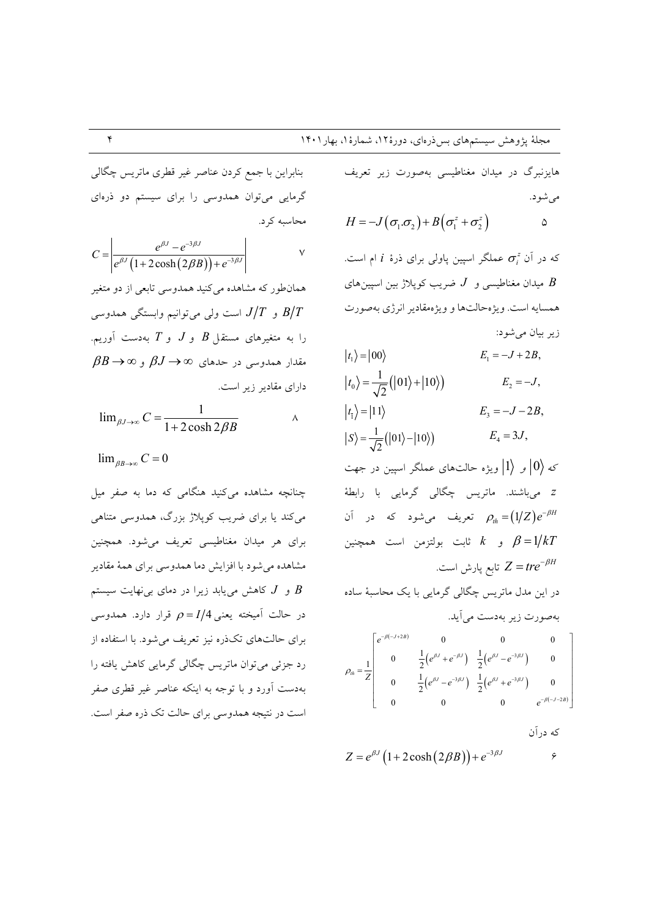هایزنبرگ در میدان مغناطیسی به‌صورت زیر تعریف می‌شود.

$$H=-J\left(\sigma_1.\sigma_2\right)+B\left(\sigma_1^z+\sigma_2^z\right) \qquad ۵$$

که در آن $\sigma_i^z$ عملگر اسپین پاولی برای ذرهٔ $i$ ام است. $B$ میدان مغناطیسی و $J$ ضریب کوپلاژ بین اسپین‌های همسایه است. ویژه‌حالت‌ها و ویژه‌مقادیر انرژی به‌صورت زیر بیان می‌شود:

$$|t_1\rangle=|00\rangle \qquad E_1=-J+2B,$$

$$|t_0\rangle=\frac{1}{\sqrt{2}}\left(|01\rangle+|10\rangle\right) \qquad E_2=-J,$$

$$|t_1\rangle=|11\rangle \qquad E_3=-J-2B,$$

$$|S\rangle=\frac{1}{\sqrt{2}}\left(|01\rangle-|10\rangle\right) \qquad E_4=3J,$$

که $|0\rangle$ و $|1\rangle$ ویژه حالت‌های عملگر اسپین در جهت $z$ می‌باشند. ماتریس چگالی گرمایی با رابطهٔ $\rho_{th}=(1/Z)e^{-\beta H}$ تعریف می‌شود که در آن $\beta=1/kT$ و $k$ ثابت بولتزمن است همچنین $Z=tre^{-\beta H}$ تابع پارش است.

در این مدل ماتریس چگالی گرمایی با یک محاسبهٔ ساده به‌صورت زیر به‌دست می‌آید.

$$\rho_{th}=\frac{1}{Z}\begin{bmatrix} e^{-\beta(-J+2B)} & 0 & 0 & 0 \\ 0 & \frac{1}{2}\left(e^{\beta J}+e^{-\beta J}\right) & \frac{1}{2}\left(e^{\beta J}-e^{-3\beta J}\right) & 0 \\ 0 & \frac{1}{2}\left(e^{\beta J}-e^{-3\beta J}\right) & \frac{1}{2}\left(e^{\beta J}+e^{-3\beta J}\right) & 0 \\ 0 & 0 & 0 & e^{-\beta(-J-2B)} \end{bmatrix}$$

که درآن

$$Z=e^{\beta J}\left(1+2\cosh\left(2\beta B\right)\right)+e^{-3\beta J} \qquad ۶$$

بنابراین با جمع کردن عناصر غیر قطری ماتریس چگالی گرمایی می‌توان همدوسی را برای سیستم دو ذره‌ای محاسبه کرد.

$$C=\left|\frac{e^{\beta J}-e^{-3\beta J}}{e^{\beta J}\left(1+2\cosh\left(2\beta B\right)\right)+e^{-3\beta J}}\right| \qquad ۷$$

همان‌طور که مشاهده می‌کنید همدوسی تابعی از دو متغیر $J/T$ و $B/T$ است ولی می‌توانیم وابستگی همدوسی را به متغیرهای مستقل $B$ و $J$ و $T$ به‌دست آوریم. مقدار همدوسی در حدهای $\beta J\to\infty$ و $\beta B\to\infty$ دارای مقادیر زیر است.

$$\lim_{\beta J\to\infty} C=\frac{1}{1+2\cosh 2\beta B} \qquad ۸$$

$$\lim_{\beta B\to\infty} C=0$$

چنانچه مشاهده می‌کنید هنگامی که دما به صفر میل می‌کند یا برای ضریب کوپلاژ بزرگ، همدوسی متناهی برای هر میدان مغناطیسی تعریف می‌شود. همچنین مشاهده می‌شود با افزایش دما همدوسی برای همهٔ مقادیر $B$ و $J$ کاهش می‌یابد زیرا در دمای بی‌نهایت سیستم در حالت آمیخته یعنی $\rho=I/4$ قرار دارد. همدوسی برای حالت‌های تک‌ذره نیز تعریف می‌شود. با استفاده از رد جزئی می‌توان ماتریس چگالی گرمایی کاهش یافته را به‌دست آورد و با توجه به اینکه عناصر غیر قطری صفر است در نتیجه همدوسی برای حالت تک ذره صفر است.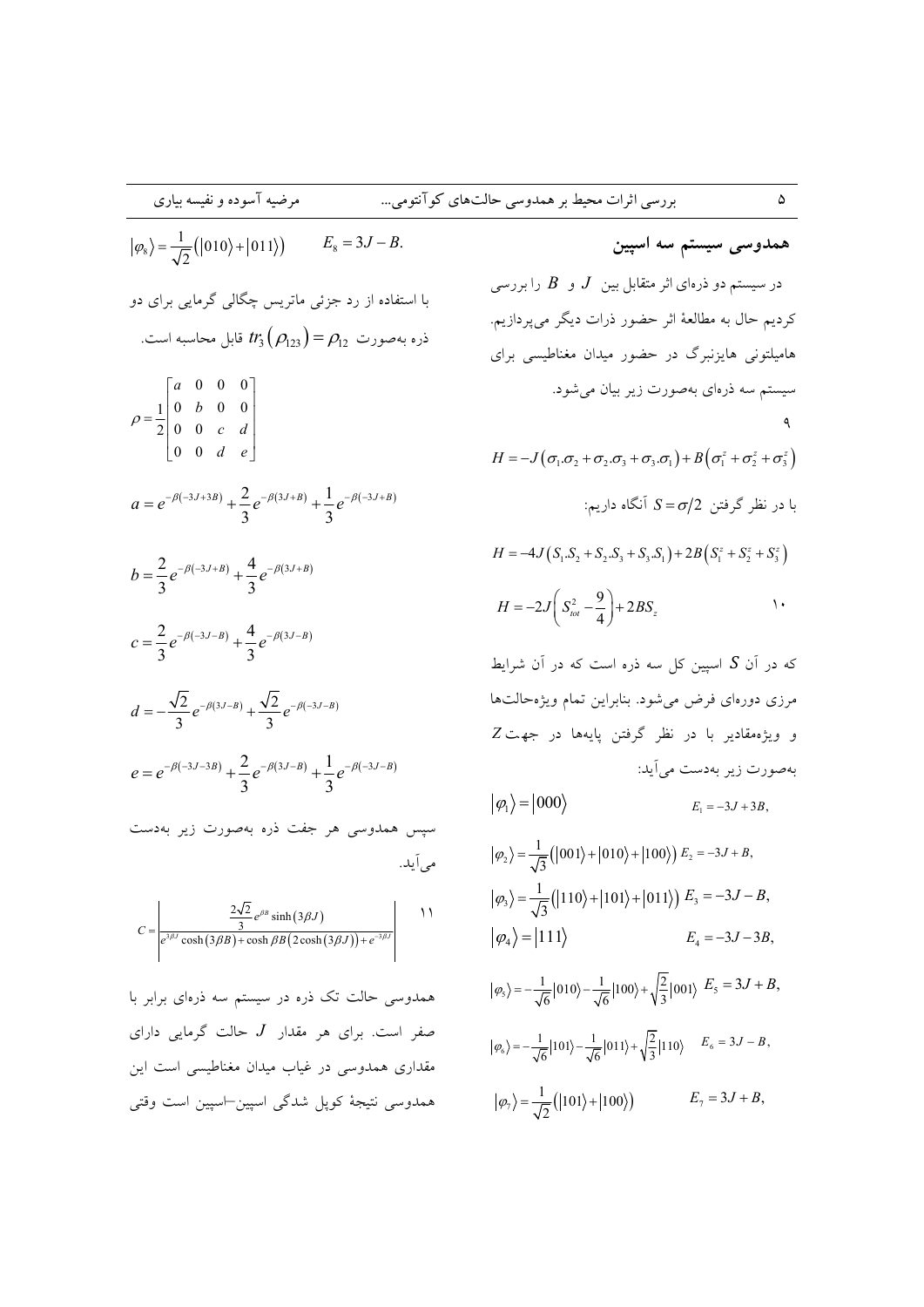## همدوسی سیستم سه اسپین

در سیستم دو ذره‌ای اثر متقابل بین $J$ و $B$ را بررسی کردیم حال به مطالعهٔ اثر حضور ذرات دیگر می‌پردازیم. هامیلتونی هایزنبرگ در حضور میدان مغناطیسی برای سیستم سه ذره‌ای به‌صورت زیر بیان می‌شود.

$$H = -J\left(\sigma_1.\sigma_2 + \sigma_2.\sigma_3 + \sigma_3.\sigma_1\right) + B\left(\sigma_1^z + \sigma_2^z + \sigma_3^z\right) \qquad ۹$$

با در نظر گرفتن $S = \sigma/2$ آنگاه داریم:

$$H = -4J\left(S_1.S_2 + S_2.S_3 + S_3.S_1\right) + 2B\left(S_1^z + S_2^z + S_3^z\right)$$

$$H = -2J\left(S_{tot}^2 - \frac{9}{4}\right) + 2BS_z \qquad ۱۰$$

که در آن $S$ اسپین کل سه ذره است که در آن شرایط مرزی دوره‌ای فرض می‌شود. بنابراین تمام ویژه‌حالت‌ها و ویژه‌مقادیر با در نظر گرفتن پایه‌ها در جهت $Z$ به‌صورت زیر به‌دست می‌آید:

$$|\varphi_1\rangle = |000\rangle \qquad E_1 = -3J + 3B,$$

$$|\varphi_2\rangle = \frac{1}{\sqrt{3}}\left(|001\rangle + |010\rangle + |100\rangle\right) \quad E_2 = -3J + B,$$

$$|\varphi_3\rangle = \frac{1}{\sqrt{3}}\left(|110\rangle + |101\rangle + |011\rangle\right) \quad E_3 = -3J - B,$$

$$|\varphi_4\rangle = |111\rangle \qquad E_4 = -3J - 3B,$$

$$|\varphi_5\rangle = -\frac{1}{\sqrt{6}}|010\rangle - \frac{1}{\sqrt{6}}|100\rangle + \sqrt{\frac{2}{3}}|001\rangle \quad E_5 = 3J + B,$$

$$|\varphi_6\rangle = -\frac{1}{\sqrt{6}}|101\rangle - \frac{1}{\sqrt{6}}|011\rangle + \sqrt{\frac{2}{3}}|110\rangle \quad E_6 = 3J - B,$$

$$|\varphi_7\rangle = \frac{1}{\sqrt{2}}\left(|101\rangle + |100\rangle\right) \qquad E_7 = 3J + B,$$

$$|\varphi_8\rangle = \frac{1}{\sqrt{2}}\left(|010\rangle + |011\rangle\right) \qquad E_8 = 3J - B.$$

با استفاده از رد جزئی ماتریس چگالی گرمایی برای دو ذره به‌صورت $tr_3\left(\rho_{123}\right) = \rho_{12}$ قابل محاسبه است.

$$\rho = \frac{1}{2}\begin{bmatrix} a & 0 & 0 & 0 \\ 0 & b & 0 & 0 \\ 0 & 0 & c & d \\ 0 & 0 & d & e \end{bmatrix}$$

$$a = e^{-\beta(-3J+3B)} + \frac{2}{3}e^{-\beta(3J+B)} + \frac{1}{3}e^{-\beta(-3J+B)}$$

$$b = \frac{2}{3}e^{-\beta(-3J+B)} + \frac{4}{3}e^{-\beta(3J+B)}$$

$$c = \frac{2}{3}e^{-\beta(-3J-B)} + \frac{4}{3}e^{-\beta(3J-B)}$$

$$d = -\frac{\sqrt{2}}{3}e^{-\beta(3J-B)} + \frac{\sqrt{2}}{3}e^{-\beta(-3J-B)}$$

$$e = e^{-\beta(-3J-3B)} + \frac{2}{3}e^{-\beta(3J-B)} + \frac{1}{3}e^{-\beta(-3J-B)}$$

سپس همدوسی هر جفت ذره به‌صورت زیر به‌دست می‌آید.

$$C = \left| \frac{\frac{2\sqrt{2}}{3}e^{\beta B}\sinh\left(3\beta J\right)}{e^{3\beta J}\cosh\left(3\beta B\right) + \cosh\beta B\left(2\cosh\left(3\beta J\right)\right) + e^{-3\beta J}} \right| \qquad ۱۱$$

همدوسی حالت تک ذره در سیستم سه ذره‌ای برابر با صفر است. برای هر مقدار $J$ حالت گرمایی دارای مقداری همدوسی در غیاب میدان مغناطیسی است این همدوسی نتیجهٔ کوپل شدگی اسپین—اسپین است وقتی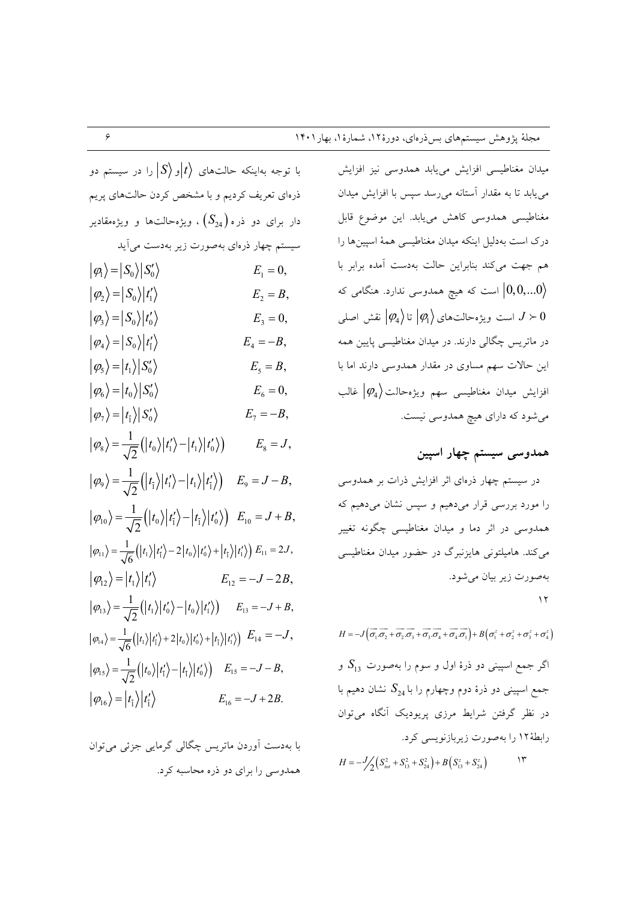میدان مغناطیسی افزایش می‌یابد همدوسی نیز افزایش می‌یابد تا به مقدار آستانه می‌رسد سپس با افزایش میدان مغناطیسی همدوسی کاهش می‌یابد. این موضوع قابل درک است به‌دلیل اینکه میدان مغناطیسی همهٔ اسپین‌ها را هم جهت می‌کند بنابراین حالت به‌دست آمده برابر با $|0,0,...0\rangle$ است که هیچ همدوسی ندارد. هنگامی که $J \succ 0$ است ویژه‌حالت‌های $|\varphi_1\rangle$ تا $|\varphi_4\rangle$ نقش اصلی در ماتریس چگالی دارند. در میدان مغناطیسی پایین همه این حالات سهم مساوی در مقدار همدوسی دارند اما با افزایش میدان مغناطیسی سهم ویژه‌حالت $|\varphi_4\rangle$ غالب می‌شود که دارای هیچ همدوسی نیست.

## همدوسی سیستم چهار اسپین

در سیستم چهار ذره‌ای اثر افزایش ذرات بر همدوسی را مورد بررسی قرار می‌دهیم و سپس نشان می‌دهیم که همدوسی در اثر دما و میدان مغناطیسی چگونه تغییر می‌کند. هامیلتونی هایزنبرگ در حضور میدان مغناطیسی به‌صورت زیر بیان می‌شود.

$$H = -J\left(\vec{\sigma_1}.\vec{\sigma_2} + \vec{\sigma_2}.\vec{\sigma_3} + \vec{\sigma_3}.\vec{\sigma_4} + \vec{\sigma_4}.\vec{\sigma_1}\right) + B\left(\sigma_1^z + \sigma_2^z + \sigma_3^z + \sigma_4^z\right) \quad (12)$$

اگر جمع اسپینی دو ذرهٔ اول و سوم را به‌صورت $S_{13}$ و جمع اسپینی دو ذرهٔ دوم وچهارم را با $S_{24}$ نشان دهیم با در نظر گرفتن شرایط مرزی پریودیک آنگاه می‌توان رابطهٔ۱۲ را به‌صورت زیربازنویسی کرد.

$$H = -\frac{J}{2}\left(S_{tot}^2 + S_{13}^2 + S_{24}^2\right) + B\left(S_{13}^z + S_{24}^z\right) \quad (13)$$

با توجه به‌اینکه حالت‌های $|t\rangle$ و $|S\rangle$ را در سیستم دو ذره‌ای تعریف کردیم و با مشخص کردن حالت‌های پریم دار برای دو ذره $(S_{24})$، ویژه‌حالت‌ها و ویژه‌مقادیر سیستم چهار ذره‌ای به‌صورت زیر به‌دست می‌آید

$$|\varphi_1\rangle = |S_0\rangle|S_0'\rangle \qquad E_1 = 0,$$

$$|\varphi_2\rangle = |S_0\rangle|t_1'\rangle \qquad E_2 = B,$$

$$|\varphi_3\rangle = |S_0\rangle|t_0'\rangle \qquad E_3 = 0,$$

$$|\varphi_4\rangle = |S_0\rangle|t_{\bar{1}}'\rangle \qquad E_4 = -B,$$

$$|\varphi_5\rangle = |t_1\rangle|S_0'\rangle \qquad E_5 = B,$$

$$|\varphi_6\rangle = |t_0\rangle|S_0'\rangle \qquad E_6 = 0,$$

$$|\varphi_7\rangle = |t_{\bar{1}}\rangle|S_0'\rangle \qquad E_7 = -B,$$

$$|\varphi_8\rangle = \frac{1}{\sqrt{2}}\left(|t_0\rangle|t_1'\rangle - |t_1\rangle|t_0'\rangle\right) \qquad E_8 = J,$$

$$|\varphi_9\rangle = \frac{1}{\sqrt{2}}\left(|t_{\bar{1}}\rangle|t_1'\rangle - |t_1\rangle|t_{\bar{1}}'\rangle\right) \quad E_9 = J - B,$$

$$|\varphi_{10}\rangle = \frac{1}{\sqrt{2}}\left(|t_0\rangle|t_{\bar{1}}'\rangle - |t_{\bar{1}}\rangle|t_0'\rangle\right) \quad E_{10} = J + B,$$

$$|\varphi_{11}\rangle = \frac{1}{\sqrt{6}}\left(|t_1\rangle|t_{\bar{1}}'\rangle - 2|t_0\rangle|t_0'\rangle + |t_{\bar{1}}\rangle|t_1'\rangle\right) \; E_{11} = 2J,$$

$$|\varphi_{12}\rangle = |t_1\rangle|t_1'\rangle \qquad E_{12} = -J - 2B,$$

$$|\varphi_{13}\rangle = \frac{1}{\sqrt{2}}\left(|t_1\rangle|t_0'\rangle - |t_0\rangle|t_1'\rangle\right) \quad E_{13} = -J + B,$$

$$|\varphi_{14}\rangle = \frac{1}{\sqrt{6}}\left(|t_1\rangle|t_{\bar{1}}'\rangle + 2|t_0\rangle|t_0'\rangle + |t_{\bar{1}}\rangle|t_1'\rangle\right) \; E_{14} = -J,$$

$$|\varphi_{15}\rangle = \frac{1}{\sqrt{2}}\left(|t_0\rangle|t_{\bar{1}}'\rangle - |t_{\bar{1}}\rangle|t_0'\rangle\right) \quad E_{15} = -J - B,$$

$$|\varphi_{16}\rangle = |t_{\bar{1}}\rangle|t_{\bar{1}}'\rangle \qquad E_{16} = -J + 2B.$$

با به‌دست آوردن ماتریس چگالی گرمایی جزئی می‌توان همدوسی را برای دو ذره محاسبه کرد.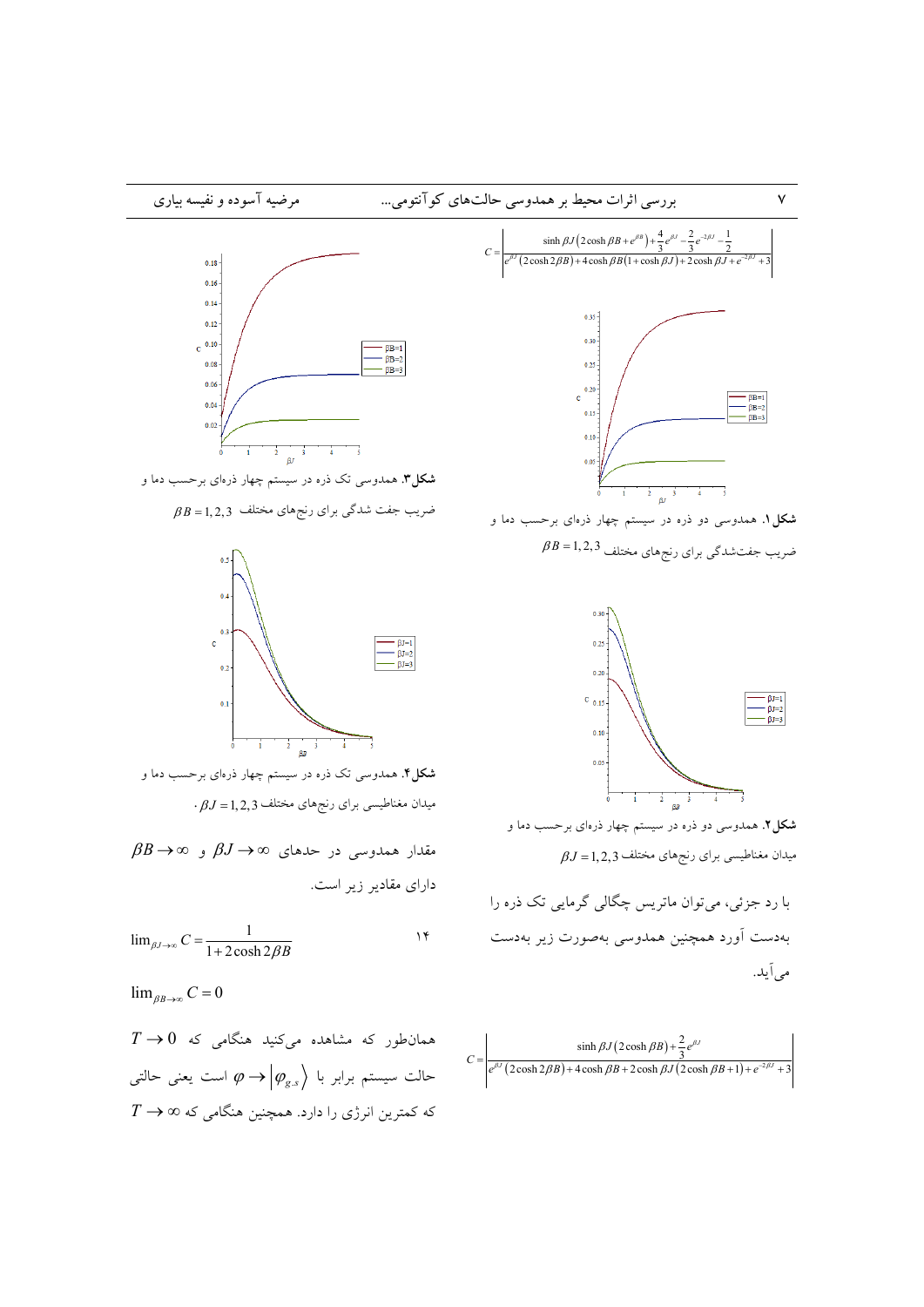$$C=\left|\frac{\sinh\beta J\left(2\cosh\beta B+e^{\beta B}\right)+\frac{4}{3}e^{\beta J}-\frac{2}{3}e^{-2\beta J}-\frac{1}{2}}{e^{\beta J}\left(2\cosh 2\beta B\right)+4\cosh\beta B\left(1+\cosh\beta J\right)+2\cosh\beta J+e^{-2\beta J}+3}\right|$$

**شکل ۱.** همدوسی دو ذره در سیستم چهار ذره‌ای برحسب دما و ضریب جفت‌شدگی برای رنج‌های مختلف $\beta B=1,2,3$

**شکل ۲.** همدوسی دو ذره در سیستم چهار ذره‌ای برحسب دما و میدان مغناطیسی برای رنج‌های مختلف $\beta J=1,2,3$

با رد جزئی، می‌توان ماتریس چگالی گرمایی تک ذره را به‌دست آورد همچنین همدوسی به‌صورت زیر به‌دست می‌آید.

$$C=\left|\frac{\sinh\beta J\left(2\cosh\beta B\right)+\frac{2}{3}e^{\beta J}}{e^{\beta J}\left(2\cosh 2\beta B\right)+4\cosh\beta B+2\cosh\beta J\left(2\cosh\beta B+1\right)+e^{-2\beta J}+3}\right|$$

**شکل ۳.** همدوسی تک ذره در سیستم چهار ذره‌ای برحسب دما و ضریب جفت شدگی برای رنج‌های مختلف $\beta B=1,2,3$

**شکل ۴.** همدوسی تک ذره در سیستم چهار ذره‌ای برحسب دما و میدان مغناطیسی برای رنج‌های مختلف $\beta J=1,2,3$.

مقدار همدوسی در حدهای $\beta J\to\infty$ و $\beta B\to\infty$ دارای مقادیر زیر است.

$$\lim_{\beta J\to\infty} C=\frac{1}{1+2\cosh 2\beta B} \qquad (۱۴)$$

$$\lim_{\beta B\to\infty} C=0$$

همان‌طور که مشاهده می‌کنید هنگامی که $T\to 0$ حالت سیستم برابر با $\varphi\to\left|\varphi_{g.s}\right\rangle$ است یعنی حالتی که کمترین انرژی را دارد. همچنین هنگامی که $T\to\infty$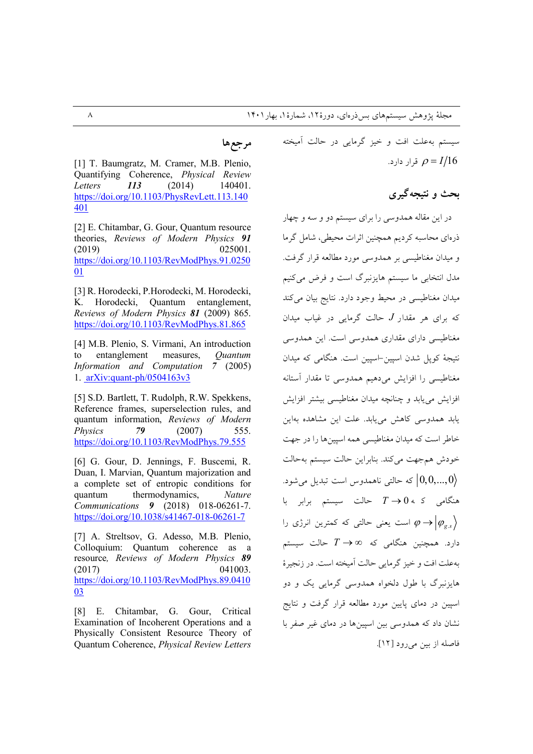سیستم به‌علت افت و خیز گرمایی در حالت آمیخته $\rho = I/16$ قرار دارد.

## بحث و نتیجه‌گیری

در این مقاله همدوسی را برای سیستم دو و سه و چهار ذره‌ای محاسبه کردیم همچنین اثرات محیطی، شامل گرما و میدان مغناطیسی بر همدوسی مورد مطالعه قرار گرفت. مدل انتخابی ما سیستم هایزنبرگ است و فرض می‌کنیم میدان مغناطیسی در محیط وجود دارد. نتایج بیان می‌کند که برای هر مقدار $J$ حالت گرمایی در غیاب میدان مغناطیسی دارای مقداری همدوسی است. این همدوسی نتیجهٔ کوپل شدن اسپین–اسپین است. هنگامی که میدان مغناطیسی را افزایش می‌دهیم همدوسی تا مقدار آستانه افزایش می‌یابد و چنانچه میدان مغناطیسی بیشتر افزایش یابد همدوسی کاهش می‌یابد. علت این مشاهده به‌این خاطر است که میدان مغناطیسی همه اسپین‌ها را در جهت خودش هم‌جهت می‌کند. بنابراین حالت سیستم به‌حالت $|0,0,...,0\rangle$ که حالتی ناهمدوس است تبدیل می‌شود. هنگامی که $T \to 0$، حالت سیستم برابر با $\varphi \to |\varphi_{g.s}\rangle$ است یعنی حالتی که کمترین انرژی را دارد. همچنین هنگامی که $T \to \infty$ حالت سیستم به‌علت افت و خیز گرمایی حالت آمیخته است. در زنجیرهٔ هایزنبرگ با طول دلخواه همدوسی گرمایی یک و دو اسپین در دمای پایین مورد مطالعه قرار گرفت و نتایج نشان داد که همدوسی بین اسپین‌ها در دمای غیر صفر با فاصله از بین می‌رود [۱۲].

## مرجع‌ها

[1] T. Baumgratz, M. Cramer, M.B. Plenio, Quantifying Coherence, *Physical Review Letters* ***113*** (2014) 140401. https://doi.org/10.1103/PhysRevLett.113.140401

[2] E. Chitambar, G. Gour, Quantum resource theories, *Reviews of Modern Physics* ***91*** (2019) 025001. https://doi.org/10.1103/RevModPhys.91.025001

[3] R. Horodecki, P.Horodecki, M. Horodecki, K. Horodecki, Quantum entanglement, *Reviews of Modern Physics* ***81*** (2009) 865. https://doi.org/10.1103/RevModPhys.81.865

[4] M.B. Plenio, S. Virmani, An introduction to entanglement measures, *Quantum Information and Computation* ***7*** (2005) 1. arXiv:quant-ph/0504163v3

[5] S.D. Bartlett, T. Rudolph, R.W. Spekkens, Reference frames, superselection rules, and quantum information, *Reviews of Modern Physics* ***79*** (2007) 555. https://doi.org/10.1103/RevModPhys.79.555

[6] G. Gour, D. Jennings, F. Buscemi, R. Duan, I. Marvian, Quantum majorization and a complete set of entropic conditions for quantum thermodynamics, *Nature Communications* ***9*** (2018) 018-06261-7. https://doi.org/10.1038/s41467-018-06261-7

[7] A. Streltsov, G. Adesso, M.B. Plenio, Colloquium: Quantum coherence as a resource, *Reviews of Modern Physics* ***89*** (2017) 041003. https://doi.org/10.1103/RevModPhys.89.041003

[8] E. Chitambar, G. Gour, Critical Examination of Incoherent Operations and a Physically Consistent Resource Theory of Quantum Coherence, *Physical Review Letters*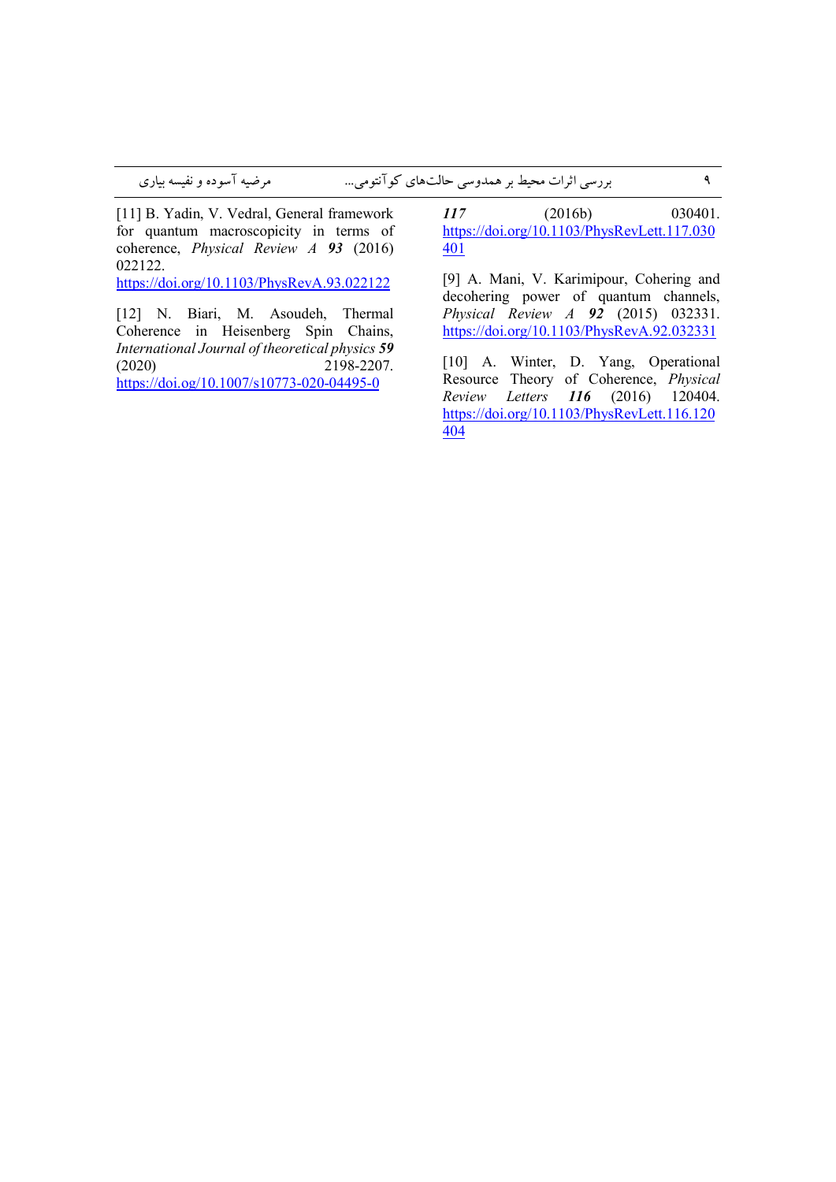*117* (2016b) 030401. https://doi.org/10.1103/PhysRevLett.117.030401

[9] A. Mani, V. Karimipour, Cohering and decohering power of quantum channels, *Physical Review A* ***92*** (2015) 032331. https://doi.org/10.1103/PhysRevA.92.032331

[10] A. Winter, D. Yang, Operational Resource Theory of Coherence, *Physical Review Letters* ***116*** (2016) 120404. https://doi.org/10.1103/PhysRevLett.116.120404

[11] B. Yadin, V. Vedral, General framework for quantum macroscopicity in terms of coherence, *Physical Review A* ***93*** (2016) 022122. https://doi.org/10.1103/PhysRevA.93.022122

[12] N. Biari, M. Asoudeh, Thermal Coherence in Heisenberg Spin Chains, *International Journal of theoretical physics* ***59*** (2020) 2198-2207. https://doi.og/10.1007/s10773-020-04495-0